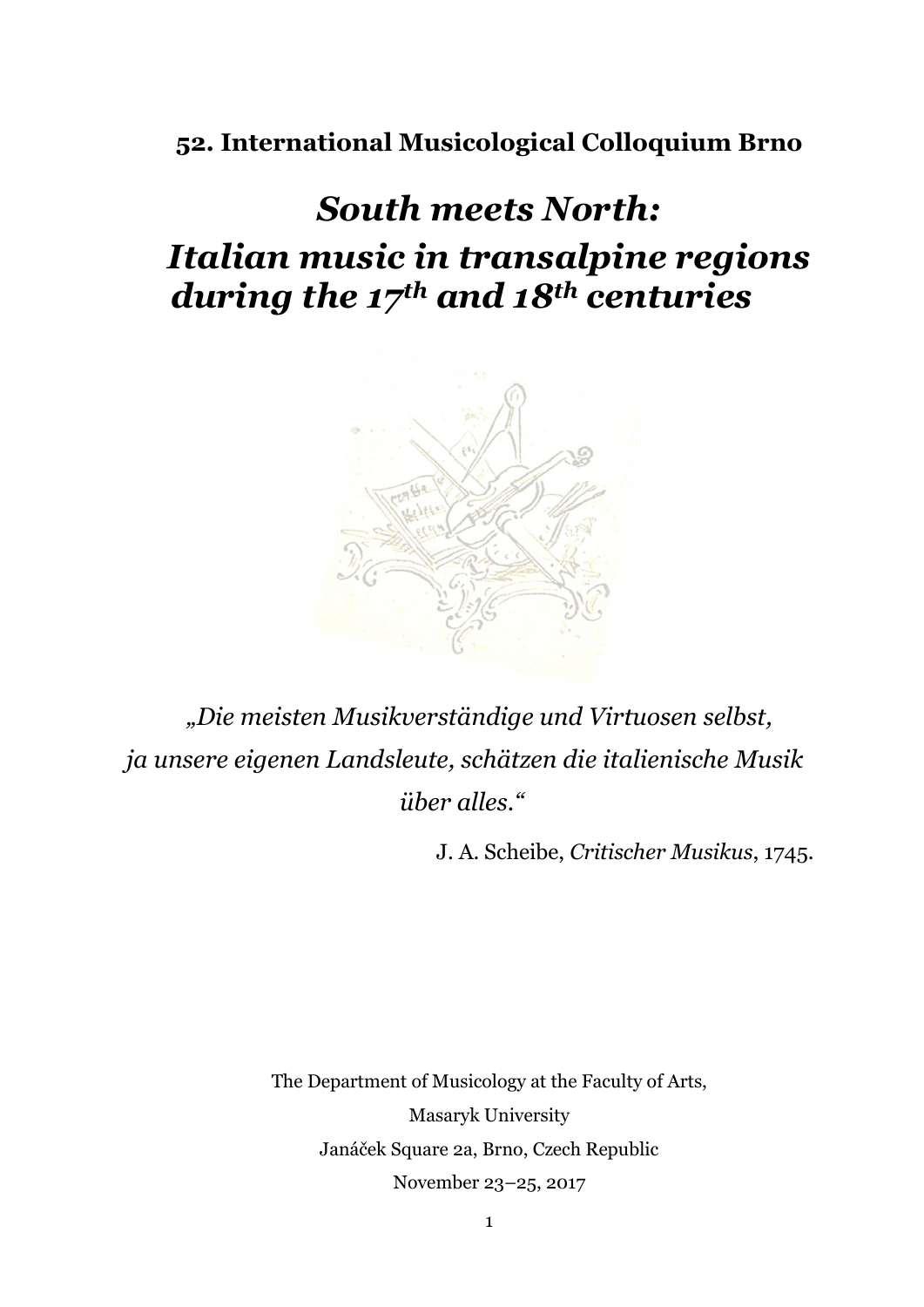**52. International Musicological Colloquium Brno**

# *South meets North: Italian music in transalpine regions during the 17th and 18th centuries*

*„Die meisten Musikverständige und Virtuosen selbst, ja unsere eigenen Landsleute, schätzen die italienische Musik über alles.“*

J. A. Scheibe, *Critischer Musikus*, 1745.

The Department of Musicology at the Faculty of Arts,
Masaryk University
Janáček Square 2a, Brno, Czech Republic
November 23–25, 2017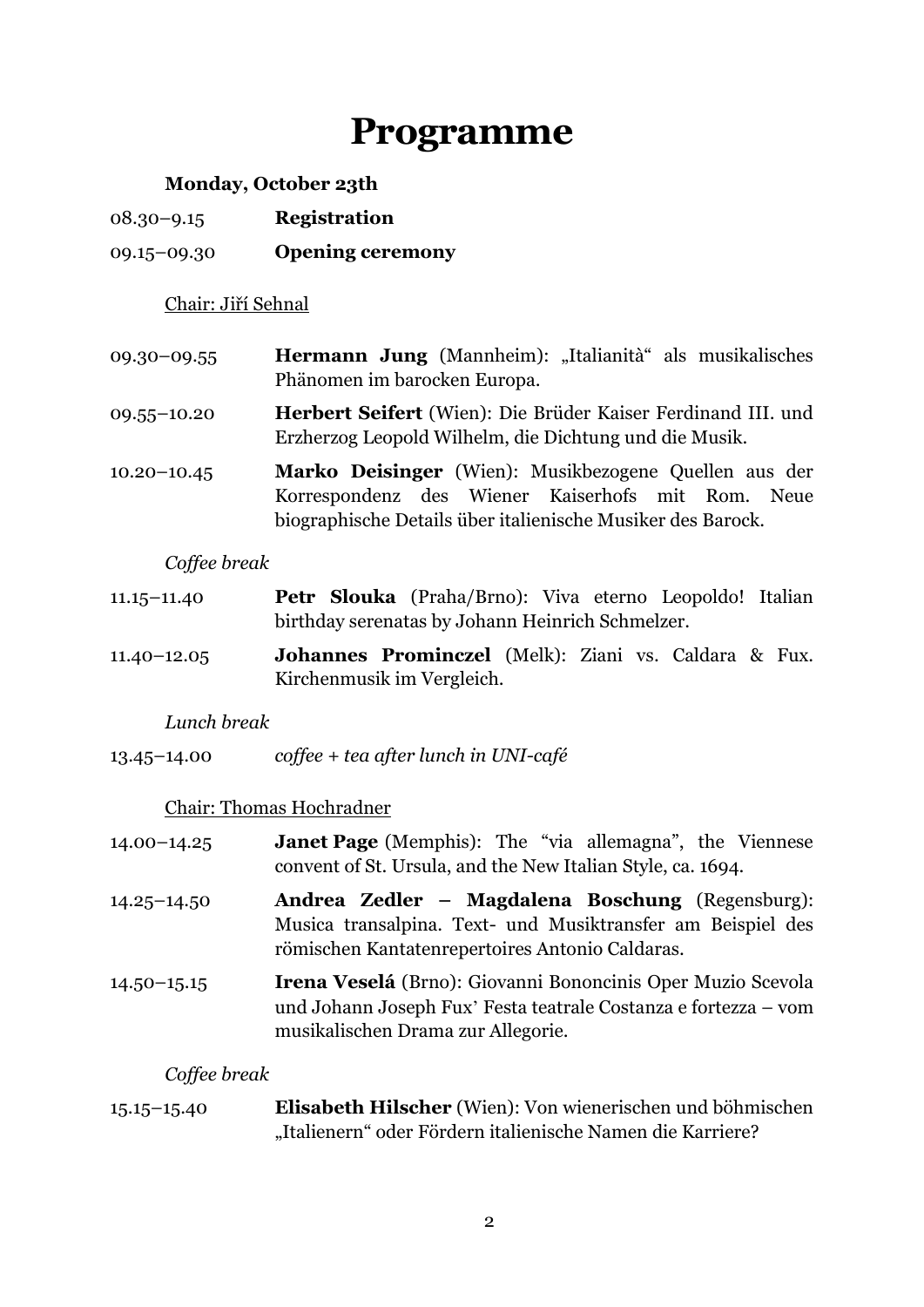# Programme

**Monday, October 23th**

08.30–9.15 **Registration**

09.15–09.30 **Opening ceremony**

Chair: Jiří Sehnal

09.30–09.55 **Hermann Jung** (Mannheim): „Italianità" als musikalisches Phänomen im barocken Europa.

09.55–10.20 **Herbert Seifert** (Wien): Die Brüder Kaiser Ferdinand III. und Erzherzog Leopold Wilhelm, die Dichtung und die Musik.

10.20–10.45 **Marko Deisinger** (Wien): Musikbezogene Quellen aus der Korrespondenz des Wiener Kaiserhofs mit Rom. Neue biographische Details über italienische Musiker des Barock.

*Coffee break*

11.15–11.40 **Petr Slouka** (Praha/Brno): Viva eterno Leopoldo! Italian birthday serenatas by Johann Heinrich Schmelzer.

11.40–12.05 **Johannes Prominczel** (Melk): Ziani vs. Caldara & Fux. Kirchenmusik im Vergleich.

*Lunch break*

13.45–14.00 *coffee + tea after lunch in UNI-café*

Chair: Thomas Hochradner

14.00–14.25 **Janet Page** (Memphis): The "via allemagna", the Viennese convent of St. Ursula, and the New Italian Style, ca. 1694.

14.25–14.50 **Andrea Zedler – Magdalena Boschung** (Regensburg): Musica transalpina. Text- und Musiktransfer am Beispiel des römischen Kantatenrepertoires Antonio Caldaras.

14.50–15.15 **Irena Veselá** (Brno): Giovanni Bononcinis Oper Muzio Scevola und Johann Joseph Fux' Festa teatrale Costanza e fortezza – vom musikalischen Drama zur Allegorie.

*Coffee break*

15.15–15.40 **Elisabeth Hilscher** (Wien): Von wienerischen und böhmischen „Italienern" oder Fördern italienische Namen die Karriere?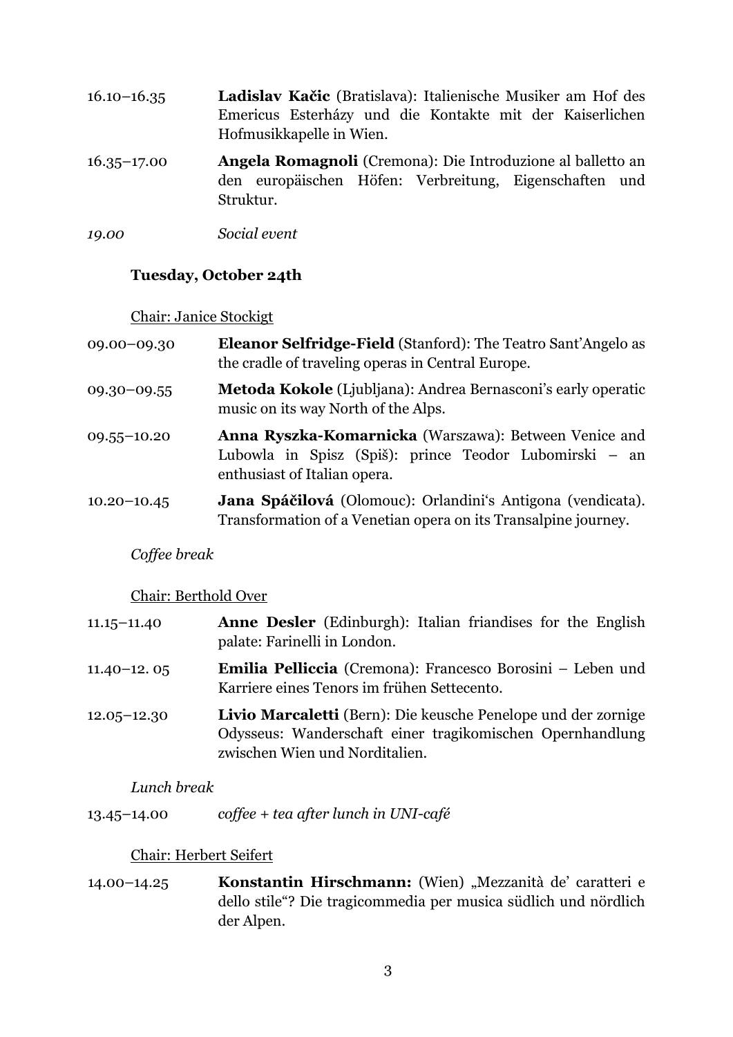16.10–16.35 **Ladislav Kačic** (Bratislava): Italienische Musiker am Hof des Emericus Esterházy und die Kontakte mit der Kaiserlichen Hofmusikkapelle in Wien.

16.35–17.00 **Angela Romagnoli** (Cremona): Die Introduzione al balletto an den europäischen Höfen: Verbreitung, Eigenschaften und Struktur.

*19.00* *Social event*

**Tuesday, October 24th**

Chair: Janice Stockigt

09.00–09.30 **Eleanor Selfridge-Field** (Stanford): The Teatro Sant'Angelo as the cradle of traveling operas in Central Europe.

09.30–09.55 **Metoda Kokole** (Ljubljana): Andrea Bernasconi's early operatic music on its way North of the Alps.

09.55–10.20 **Anna Ryszka-Komarnicka** (Warszawa): Between Venice and Lubowla in Spisz (Spiš): prince Teodor Lubomirski – an enthusiast of Italian opera.

10.20–10.45 **Jana Spáčilová** (Olomouc): Orlandini's Antigona (vendicata). Transformation of a Venetian opera on its Transalpine journey.

*Coffee break*

Chair: Berthold Over

11.15–11.40 **Anne Desler** (Edinburgh): Italian friandises for the English palate: Farinelli in London.

11.40–12. 05 **Emilia Pelliccia** (Cremona): Francesco Borosini – Leben und Karriere eines Tenors im frühen Settecento.

12.05–12.30 **Livio Marcaletti** (Bern): Die keusche Penelope und der zornige Odysseus: Wanderschaft einer tragikomischen Opernhandlung zwischen Wien und Norditalien.

*Lunch break*

13.45–14.00 *coffee + tea after lunch in UNI-café*

Chair: Herbert Seifert

14.00–14.25 **Konstantin Hirschmann:** (Wien) „Mezzanità de' caratteri e dello stile"? Die tragicommedia per musica südlich und nördlich der Alpen.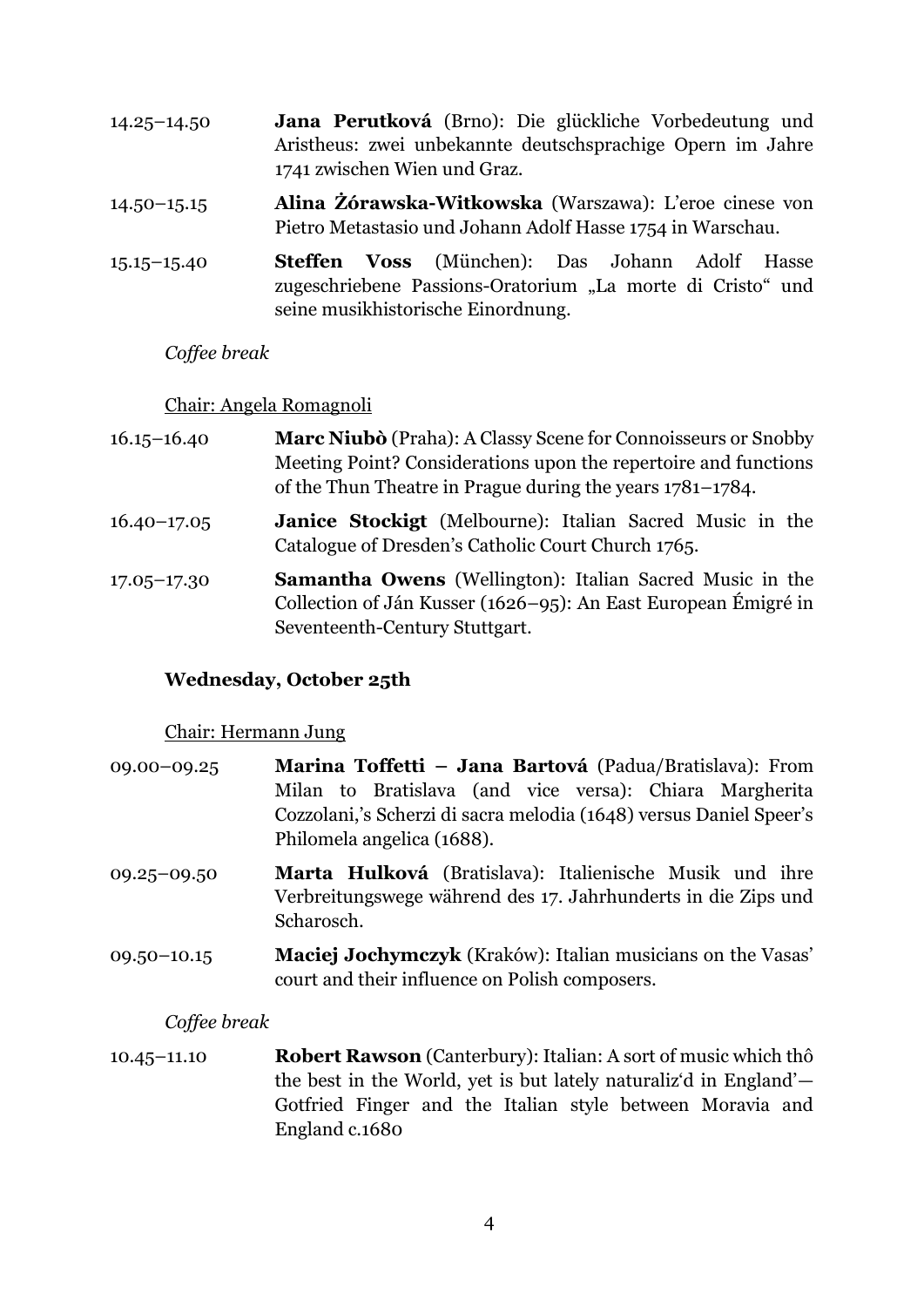14.25–14.50 **Jana Perutková** (Brno): Die glückliche Vorbedeutung und Aristheus: zwei unbekannte deutschsprachige Opern im Jahre 1741 zwischen Wien und Graz.

14.50–15.15 **Alina Żórawska-Witkowska** (Warszawa): L'eroe cinese von Pietro Metastasio und Johann Adolf Hasse 1754 in Warschau.

15.15–15.40 **Steffen Voss** (München): Das Johann Adolf Hasse zugeschriebene Passions-Oratorium „La morte di Cristo" und seine musikhistorische Einordnung.

*Coffee break*

Chair: Angela Romagnoli

16.15–16.40 **Marc Niubò** (Praha): A Classy Scene for Connoisseurs or Snobby Meeting Point? Considerations upon the repertoire and functions of the Thun Theatre in Prague during the years 1781–1784.

16.40–17.05 **Janice Stockigt** (Melbourne): Italian Sacred Music in the Catalogue of Dresden's Catholic Court Church 1765.

17.05–17.30 **Samantha Owens** (Wellington): Italian Sacred Music in the Collection of Ján Kusser (1626–95): An East European Émigré in Seventeenth-Century Stuttgart.

### Wednesday, October 25th

Chair: Hermann Jung

09.00–09.25 **Marina Toffetti – Jana Bartová** (Padua/Bratislava): From Milan to Bratislava (and vice versa): Chiara Margherita Cozzolani,'s Scherzi di sacra melodia (1648) versus Daniel Speer's Philomela angelica (1688).

09.25–09.50 **Marta Hulková** (Bratislava): Italienische Musik und ihre Verbreitungswege während des 17. Jahrhunderts in die Zips und Scharosch.

09.50–10.15 **Maciej Jochymczyk** (Kraków): Italian musicians on the Vasas' court and their influence on Polish composers.

*Coffee break*

10.45–11.10 **Robert Rawson** (Canterbury): Italian: A sort of music which thô the best in the World, yet is but lately naturaliz'd in England'— Gotfried Finger and the Italian style between Moravia and England c.1680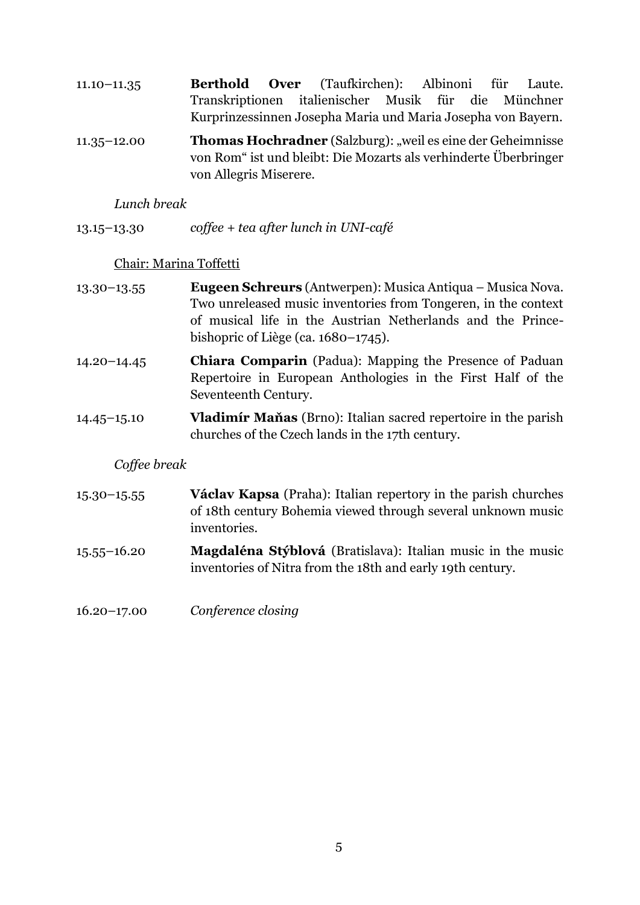11.10–11.35 **Berthold Over** (Taufkirchen): Albinoni für Laute. Transkriptionen italienischer Musik für die Münchner Kurprinzessinnen Josepha Maria und Maria Josepha von Bayern.

11.35–12.00 **Thomas Hochradner** (Salzburg): „weil es eine der Geheimnisse von Rom" ist und bleibt: Die Mozarts als verhinderte Überbringer von Allegris Miserere.

*Lunch break*

13.15–13.30 *coffee + tea after lunch in UNI-café*

Chair: Marina Toffetti

13.30–13.55 **Eugeen Schreurs** (Antwerpen): Musica Antiqua – Musica Nova. Two unreleased music inventories from Tongeren, in the context of musical life in the Austrian Netherlands and the Prince-bishopric of Liège (ca. 1680–1745).

14.20–14.45 **Chiara Comparin** (Padua): Mapping the Presence of Paduan Repertoire in European Anthologies in the First Half of the Seventeenth Century.

14.45–15.10 **Vladimír Maňas** (Brno): Italian sacred repertoire in the parish churches of the Czech lands in the 17th century.

*Coffee break*

15.30–15.55 **Václav Kapsa** (Praha): Italian repertory in the parish churches of 18th century Bohemia viewed through several unknown music inventories.

15.55–16.20 **Magdaléna Stýblová** (Bratislava): Italian music in the music inventories of Nitra from the 18th and early 19th century.

16.20–17.00 *Conference closing*